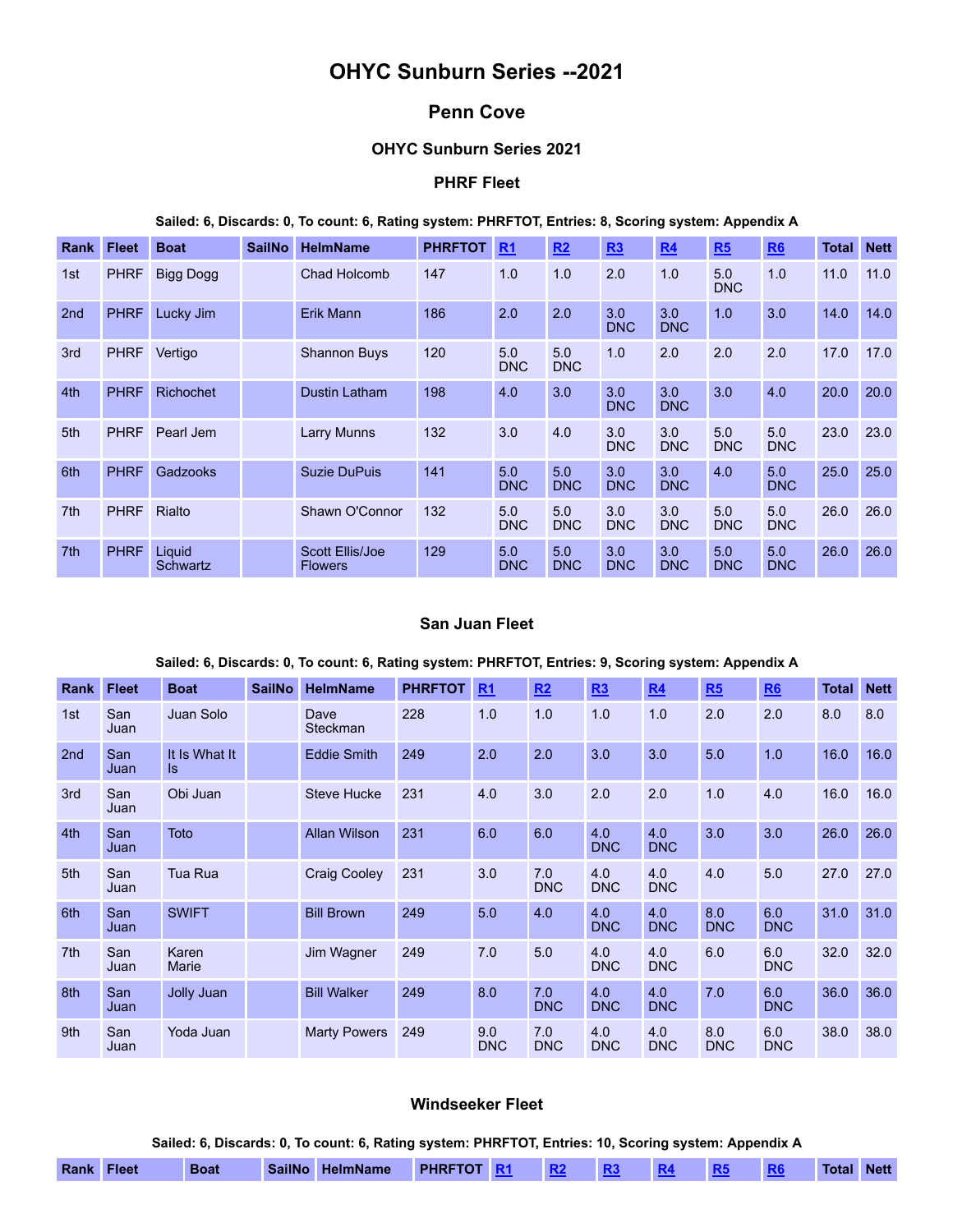# OHYC Sunburn Series --2021

## Penn Cove

### OHYC Sunburn Series 2021

### PHRF Fleet

**Sailed: 6, Discards: 0, To count: 6, Rating system: PHRFTOT, Entries: 8, Scoring system: Appendix A**

| Rank | Fleet | Boat | SailNo | HelmName | PHRFTOT | R1 | R2 | R3 | R4 | R5 | R6 | Total | Nett |
|---|---|---|---|---|---|---|---|---|---|---|---|---|---|
| 1st | PHRF | Bigg Dogg | | Chad Holcomb | 147 | 1.0 | 1.0 | 2.0 | 1.0 | 5.0 DNC | 1.0 | 11.0 | 11.0 |
| 2nd | PHRF | Lucky Jim | | Erik Mann | 186 | 2.0 | 2.0 | 3.0 DNC | 3.0 DNC | 1.0 | 3.0 | 14.0 | 14.0 |
| 3rd | PHRF | Vertigo | | Shannon Buys | 120 | 5.0 DNC | 5.0 DNC | 1.0 | 2.0 | 2.0 | 2.0 | 17.0 | 17.0 |
| 4th | PHRF | Richochet | | Dustin Latham | 198 | 4.0 | 3.0 | 3.0 DNC | 3.0 DNC | 3.0 | 4.0 | 20.0 | 20.0 |
| 5th | PHRF | Pearl Jem | | Larry Munns | 132 | 3.0 | 4.0 | 3.0 DNC | 3.0 DNC | 5.0 DNC | 5.0 DNC | 23.0 | 23.0 |
| 6th | PHRF | Gadzooks | | Suzie DuPuis | 141 | 5.0 DNC | 5.0 DNC | 3.0 DNC | 3.0 DNC | 4.0 | 5.0 DNC | 25.0 | 25.0 |
| 7th | PHRF | Rialto | | Shawn O'Connor | 132 | 5.0 DNC | 5.0 DNC | 3.0 DNC | 3.0 DNC | 5.0 DNC | 5.0 DNC | 26.0 | 26.0 |
| 7th | PHRF | Liquid Schwartz | | Scott Ellis/Joe Flowers | 129 | 5.0 DNC | 5.0 DNC | 3.0 DNC | 3.0 DNC | 5.0 DNC | 5.0 DNC | 26.0 | 26.0 |

### San Juan Fleet

**Sailed: 6, Discards: 0, To count: 6, Rating system: PHRFTOT, Entries: 9, Scoring system: Appendix A**

| Rank | Fleet | Boat | SailNo | HelmName | PHRFTOT | R1 | R2 | R3 | R4 | R5 | R6 | Total | Nett |
|---|---|---|---|---|---|---|---|---|---|---|---|---|---|
| 1st | San Juan | Juan Solo | | Dave Steckman | 228 | 1.0 | 1.0 | 1.0 | 1.0 | 2.0 | 2.0 | 8.0 | 8.0 |
| 2nd | San Juan | It Is What It Is | | Eddie Smith | 249 | 2.0 | 2.0 | 3.0 | 3.0 | 5.0 | 1.0 | 16.0 | 16.0 |
| 3rd | San Juan | Obi Juan | | Steve Hucke | 231 | 4.0 | 3.0 | 2.0 | 2.0 | 1.0 | 4.0 | 16.0 | 16.0 |
| 4th | San Juan | Toto | | Allan Wilson | 231 | 6.0 | 6.0 | 4.0 DNC | 4.0 DNC | 3.0 | 3.0 | 26.0 | 26.0 |
| 5th | San Juan | Tua Rua | | Craig Cooley | 231 | 3.0 | 7.0 DNC | 4.0 DNC | 4.0 DNC | 4.0 | 5.0 | 27.0 | 27.0 |
| 6th | San Juan | SWIFT | | Bill Brown | 249 | 5.0 | 4.0 | 4.0 DNC | 4.0 DNC | 8.0 DNC | 6.0 DNC | 31.0 | 31.0 |
| 7th | San Juan | Karen Marie | | Jim Wagner | 249 | 7.0 | 5.0 | 4.0 DNC | 4.0 DNC | 6.0 | 6.0 DNC | 32.0 | 32.0 |
| 8th | San Juan | Jolly Juan | | Bill Walker | 249 | 8.0 | 7.0 DNC | 4.0 DNC | 4.0 DNC | 7.0 | 6.0 DNC | 36.0 | 36.0 |
| 9th | San Juan | Yoda Juan | | Marty Powers | 249 | 9.0 DNC | 7.0 DNC | 4.0 DNC | 4.0 DNC | 8.0 DNC | 6.0 DNC | 38.0 | 38.0 |

### Windseeker Fleet

**Sailed: 6, Discards: 0, To count: 6, Rating system: PHRFTOT, Entries: 10, Scoring system: Appendix A**

| Rank | Fleet | Boat | SailNo | HelmName | PHRFTOT | R1 | R2 | R3 | R4 | R5 | R6 | Total | Nett |
|---|---|---|---|---|---|---|---|---|---|---|---|---|---|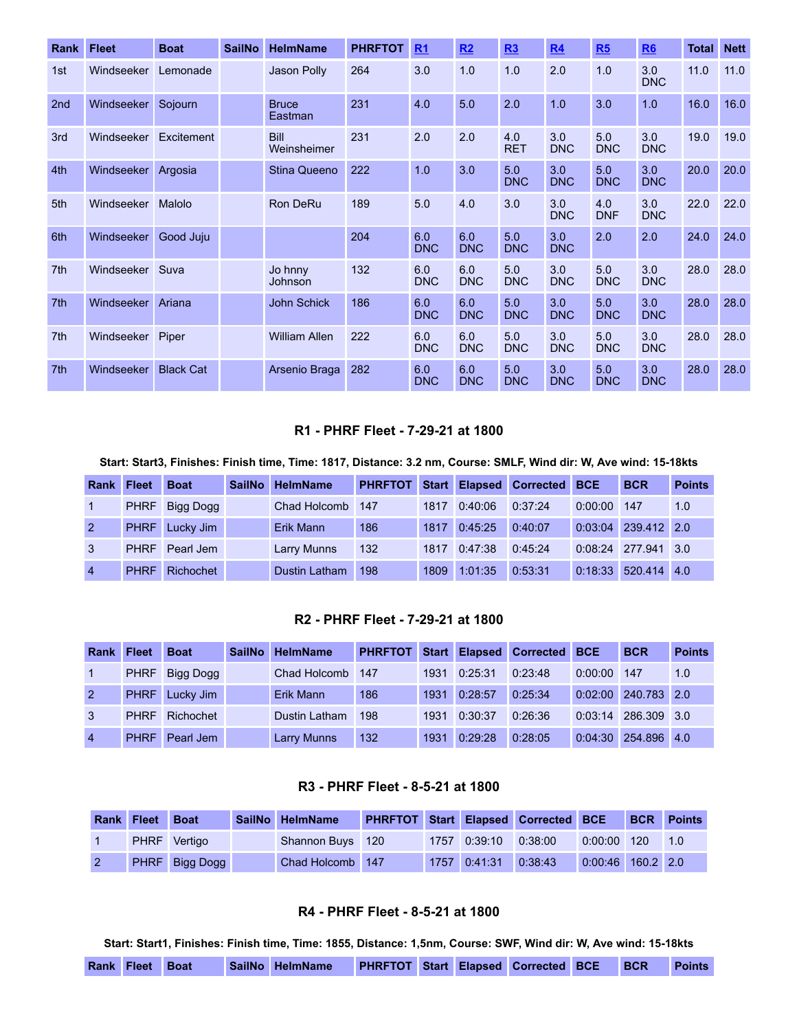| Rank | Fleet | Boat | SailNo | HelmName | PHRFTOT | R1 | R2 | R3 | R4 | R5 | R6 | Total | Nett |
|---|---|---|---|---|---|---|---|---|---|---|---|---|---|
| 1st | Windseeker | Lemonade | | Jason Polly | 264 | 3.0 | 1.0 | 1.0 | 2.0 | 1.0 | 3.0 DNC | 11.0 | 11.0 |
| 2nd | Windseeker | Sojourn | | Bruce Eastman | 231 | 4.0 | 5.0 | 2.0 | 1.0 | 3.0 | 1.0 | 16.0 | 16.0 |
| 3rd | Windseeker | Excitement | | Bill Weinsheimer | 231 | 2.0 | 2.0 | 4.0 RET | 3.0 DNC | 5.0 DNC | 3.0 DNC | 19.0 | 19.0 |
| 4th | Windseeker | Argosia | | Stina Queeno | 222 | 1.0 | 3.0 | 5.0 DNC | 3.0 DNC | 5.0 DNC | 3.0 DNC | 20.0 | 20.0 |
| 5th | Windseeker | Malolo | | Ron DeRu | 189 | 5.0 | 4.0 | 3.0 | 3.0 DNC | 4.0 DNF | 3.0 DNC | 22.0 | 22.0 |
| 6th | Windseeker | Good Juju | | | 204 | 6.0 DNC | 6.0 DNC | 5.0 DNC | 3.0 DNC | 2.0 | 2.0 | 24.0 | 24.0 |
| 7th | Windseeker | Suva | | Jo hnny Johnson | 132 | 6.0 DNC | 6.0 DNC | 5.0 DNC | 3.0 DNC | 5.0 DNC | 3.0 DNC | 28.0 | 28.0 |
| 7th | Windseeker | Ariana | | John Schick | 186 | 6.0 DNC | 6.0 DNC | 5.0 DNC | 3.0 DNC | 5.0 DNC | 3.0 DNC | 28.0 | 28.0 |
| 7th | Windseeker | Piper | | William Allen | 222 | 6.0 DNC | 6.0 DNC | 5.0 DNC | 3.0 DNC | 5.0 DNC | 3.0 DNC | 28.0 | 28.0 |
| 7th | Windseeker | Black Cat | | Arsenio Braga | 282 | 6.0 DNC | 6.0 DNC | 5.0 DNC | 3.0 DNC | 5.0 DNC | 3.0 DNC | 28.0 | 28.0 |

### R1 - PHRF Fleet - 7-29-21 at 1800

**Start: Start3, Finishes: Finish time, Time: 1817, Distance: 3.2 nm, Course: SMLF, Wind dir: W, Ave wind: 15-18kts**

| Rank | Fleet | Boat | SailNo | HelmName | PHRFTOT | Start | Elapsed | Corrected | BCE | BCR | Points |
|---|---|---|---|---|---|---|---|---|---|---|---|
| 1 | PHRF | Bigg Dogg | | Chad Holcomb | 147 | 1817 | 0:40:06 | 0:37:24 | 0:00:00 | 147 | 1.0 |
| 2 | PHRF | Lucky Jim | | Erik Mann | 186 | 1817 | 0:45:25 | 0:40:07 | 0:03:04 | 239.412 | 2.0 |
| 3 | PHRF | Pearl Jem | | Larry Munns | 132 | 1817 | 0:47:38 | 0:45:24 | 0:08:24 | 277.941 | 3.0 |
| 4 | PHRF | Richochet | | Dustin Latham | 198 | 1809 | 1:01:35 | 0:53:31 | 0:18:33 | 520.414 | 4.0 |

### R2 - PHRF Fleet - 7-29-21 at 1800

| Rank | Fleet | Boat | SailNo | HelmName | PHRFTOT | Start | Elapsed | Corrected | BCE | BCR | Points |
|---|---|---|---|---|---|---|---|---|---|---|---|
| 1 | PHRF | Bigg Dogg | | Chad Holcomb | 147 | 1931 | 0:25:31 | 0:23:48 | 0:00:00 | 147 | 1.0 |
| 2 | PHRF | Lucky Jim | | Erik Mann | 186 | 1931 | 0:28:57 | 0:25:34 | 0:02:00 | 240.783 | 2.0 |
| 3 | PHRF | Richochet | | Dustin Latham | 198 | 1931 | 0:30:37 | 0:26:36 | 0:03:14 | 286.309 | 3.0 |
| 4 | PHRF | Pearl Jem | | Larry Munns | 132 | 1931 | 0:29:28 | 0:28:05 | 0:04:30 | 254.896 | 4.0 |

### R3 - PHRF Fleet - 8-5-21 at 1800

| Rank | Fleet | Boat | SailNo | HelmName | PHRFTOT | Start | Elapsed | Corrected | BCE | BCR | Points |
|---|---|---|---|---|---|---|---|---|---|---|---|
| 1 | PHRF | Vertigo | | Shannon Buys | 120 | 1757 | 0:39:10 | 0:38:00 | 0:00:00 | 120 | 1.0 |
| 2 | PHRF | Bigg Dogg | | Chad Holcomb | 147 | 1757 | 0:41:31 | 0:38:43 | 0:00:46 | 160.2 | 2.0 |

### R4 - PHRF Fleet - 8-5-21 at 1800

**Start: Start1, Finishes: Finish time, Time: 1855, Distance: 1,5nm, Course: SWF, Wind dir: W, Ave wind: 15-18kts**

| Rank | Fleet | Boat | SailNo | HelmName | PHRFTOT | Start | Elapsed | Corrected | BCE | BCR | Points |
|---|---|---|---|---|---|---|---|---|---|---|---|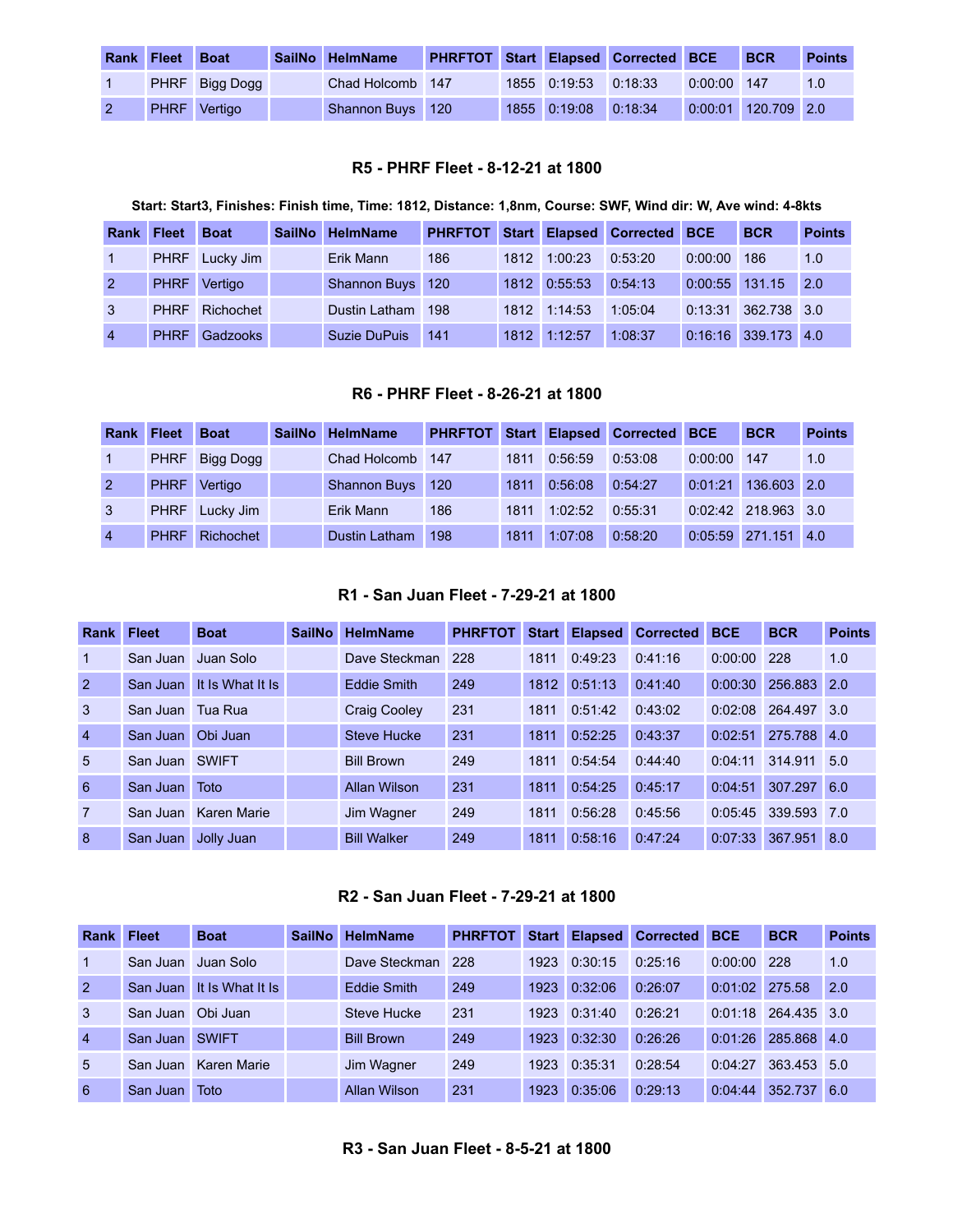| Rank | Fleet | Boat | SailNo | HelmName | PHRFTOT | Start | Elapsed | Corrected | BCE | BCR | Points |
|---|---|---|---|---|---|---|---|---|---|---|---|
| 1 | PHRF | Bigg Dogg | | Chad Holcomb | 147 | 1855 | 0:19:53 | 0:18:33 | 0:00:00 | 147 | 1.0 |
| 2 | PHRF | Vertigo | | Shannon Buys | 120 | 1855 | 0:19:08 | 0:18:34 | 0:00:01 | 120.709 | 2.0 |

### R5 - PHRF Fleet - 8-12-21 at 1800

**Start: Start3, Finishes: Finish time, Time: 1812, Distance: 1,8nm, Course: SWF, Wind dir: W, Ave wind: 4-8kts**

| Rank | Fleet | Boat | SailNo | HelmName | PHRFTOT | Start | Elapsed | Corrected | BCE | BCR | Points |
|---|---|---|---|---|---|---|---|---|---|---|---|
| 1 | PHRF | Lucky Jim | | Erik Mann | 186 | 1812 | 1:00:23 | 0:53:20 | 0:00:00 | 186 | 1.0 |
| 2 | PHRF | Vertigo | | Shannon Buys | 120 | 1812 | 0:55:53 | 0:54:13 | 0:00:55 | 131.15 | 2.0 |
| 3 | PHRF | Richochet | | Dustin Latham | 198 | 1812 | 1:14:53 | 1:05:04 | 0:13:31 | 362.738 | 3.0 |
| 4 | PHRF | Gadzooks | | Suzie DuPuis | 141 | 1812 | 1:12:57 | 1:08:37 | 0:16:16 | 339.173 | 4.0 |

### R6 - PHRF Fleet - 8-26-21 at 1800

| Rank | Fleet | Boat | SailNo | HelmName | PHRFTOT | Start | Elapsed | Corrected | BCE | BCR | Points |
|---|---|---|---|---|---|---|---|---|---|---|---|
| 1 | PHRF | Bigg Dogg | | Chad Holcomb | 147 | 1811 | 0:56:59 | 0:53:08 | 0:00:00 | 147 | 1.0 |
| 2 | PHRF | Vertigo | | Shannon Buys | 120 | 1811 | 0:56:08 | 0:54:27 | 0:01:21 | 136.603 | 2.0 |
| 3 | PHRF | Lucky Jim | | Erik Mann | 186 | 1811 | 1:02:52 | 0:55:31 | 0:02:42 | 218.963 | 3.0 |
| 4 | PHRF | Richochet | | Dustin Latham | 198 | 1811 | 1:07:08 | 0:58:20 | 0:05:59 | 271.151 | 4.0 |

### R1 - San Juan Fleet - 7-29-21 at 1800

| Rank | Fleet | Boat | SailNo | HelmName | PHRFTOT | Start | Elapsed | Corrected | BCE | BCR | Points |
|---|---|---|---|---|---|---|---|---|---|---|---|
| 1 | San Juan | Juan Solo | | Dave Steckman | 228 | 1811 | 0:49:23 | 0:41:16 | 0:00:00 | 228 | 1.0 |
| 2 | San Juan | It Is What It Is | | Eddie Smith | 249 | 1812 | 0:51:13 | 0:41:40 | 0:00:30 | 256.883 | 2.0 |
| 3 | San Juan | Tua Rua | | Craig Cooley | 231 | 1811 | 0:51:42 | 0:43:02 | 0:02:08 | 264.497 | 3.0 |
| 4 | San Juan | Obi Juan | | Steve Hucke | 231 | 1811 | 0:52:25 | 0:43:37 | 0:02:51 | 275.788 | 4.0 |
| 5 | San Juan | SWIFT | | Bill Brown | 249 | 1811 | 0:54:54 | 0:44:40 | 0:04:11 | 314.911 | 5.0 |
| 6 | San Juan | Toto | | Allan Wilson | 231 | 1811 | 0:54:25 | 0:45:17 | 0:04:51 | 307.297 | 6.0 |
| 7 | San Juan | Karen Marie | | Jim Wagner | 249 | 1811 | 0:56:28 | 0:45:56 | 0:05:45 | 339.593 | 7.0 |
| 8 | San Juan | Jolly Juan | | Bill Walker | 249 | 1811 | 0:58:16 | 0:47:24 | 0:07:33 | 367.951 | 8.0 |

### R2 - San Juan Fleet - 7-29-21 at 1800

| Rank | Fleet | Boat | SailNo | HelmName | PHRFTOT | Start | Elapsed | Corrected | BCE | BCR | Points |
|---|---|---|---|---|---|---|---|---|---|---|---|
| 1 | San Juan | Juan Solo | | Dave Steckman | 228 | 1923 | 0:30:15 | 0:25:16 | 0:00:00 | 228 | 1.0 |
| 2 | San Juan | It Is What It Is | | Eddie Smith | 249 | 1923 | 0:32:06 | 0:26:07 | 0:01:02 | 275.58 | 2.0 |
| 3 | San Juan | Obi Juan | | Steve Hucke | 231 | 1923 | 0:31:40 | 0:26:21 | 0:01:18 | 264.435 | 3.0 |
| 4 | San Juan | SWIFT | | Bill Brown | 249 | 1923 | 0:32:30 | 0:26:26 | 0:01:26 | 285.868 | 4.0 |
| 5 | San Juan | Karen Marie | | Jim Wagner | 249 | 1923 | 0:35:31 | 0:28:54 | 0:04:27 | 363.453 | 5.0 |
| 6 | San Juan | Toto | | Allan Wilson | 231 | 1923 | 0:35:06 | 0:29:13 | 0:04:44 | 352.737 | 6.0 |

### R3 - San Juan Fleet - 8-5-21 at 1800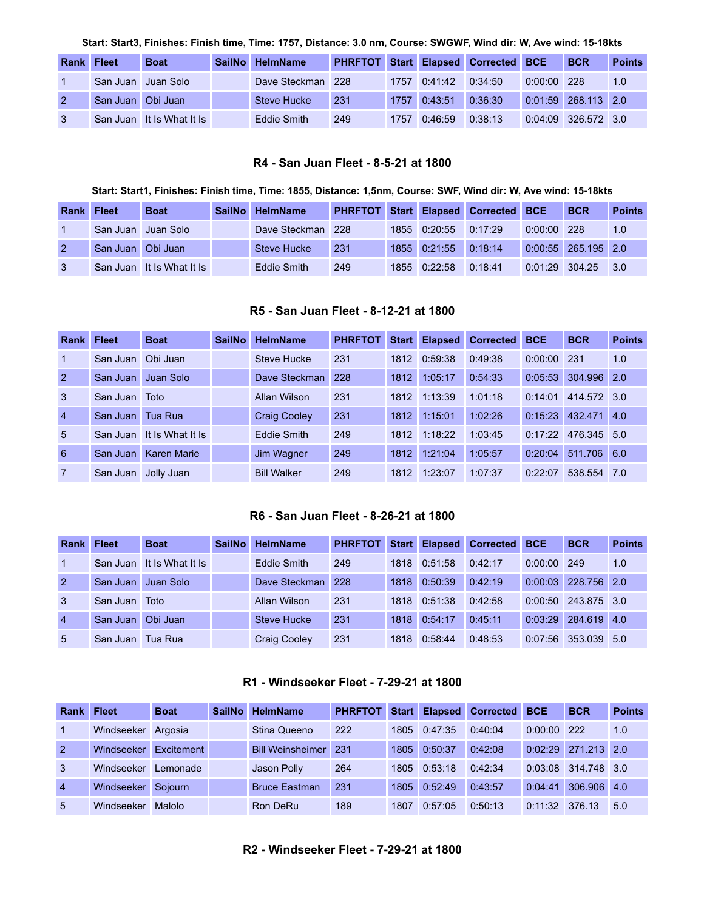**Start: Start3, Finishes: Finish time, Time: 1757, Distance: 3.0 nm, Course: SWGWF, Wind dir: W, Ave wind: 15-18kts**

| Rank | Fleet | Boat | SailNo | HelmName | PHRFTOT | Start | Elapsed | Corrected | BCE | BCR | Points |
|---|---|---|---|---|---|---|---|---|---|---|---|
| 1 | San Juan | Juan Solo | | Dave Steckman | 228 | 1757 | 0:41:42 | 0:34:50 | 0:00:00 | 228 | 1.0 |
| 2 | San Juan | Obi Juan | | Steve Hucke | 231 | 1757 | 0:43:51 | 0:36:30 | 0:01:59 | 268.113 | 2.0 |
| 3 | San Juan | It Is What It Is | | Eddie Smith | 249 | 1757 | 0:46:59 | 0:38:13 | 0:04:09 | 326.572 | 3.0 |

### R4 - San Juan Fleet - 8-5-21 at 1800

**Start: Start1, Finishes: Finish time, Time: 1855, Distance: 1,5nm, Course: SWF, Wind dir: W, Ave wind: 15-18kts**

| Rank | Fleet | Boat | SailNo | HelmName | PHRFTOT | Start | Elapsed | Corrected | BCE | BCR | Points |
|---|---|---|---|---|---|---|---|---|---|---|---|
| 1 | San Juan | Juan Solo | | Dave Steckman | 228 | 1855 | 0:20:55 | 0:17:29 | 0:00:00 | 228 | 1.0 |
| 2 | San Juan | Obi Juan | | Steve Hucke | 231 | 1855 | 0:21:55 | 0:18:14 | 0:00:55 | 265.195 | 2.0 |
| 3 | San Juan | It Is What It Is | | Eddie Smith | 249 | 1855 | 0:22:58 | 0:18:41 | 0:01:29 | 304.25 | 3.0 |

### R5 - San Juan Fleet - 8-12-21 at 1800

| Rank | Fleet | Boat | SailNo | HelmName | PHRFTOT | Start | Elapsed | Corrected | BCE | BCR | Points |
|---|---|---|---|---|---|---|---|---|---|---|---|
| 1 | San Juan | Obi Juan | | Steve Hucke | 231 | 1812 | 0:59:38 | 0:49:38 | 0:00:00 | 231 | 1.0 |
| 2 | San Juan | Juan Solo | | Dave Steckman | 228 | 1812 | 1:05:17 | 0:54:33 | 0:05:53 | 304.996 | 2.0 |
| 3 | San Juan | Toto | | Allan Wilson | 231 | 1812 | 1:13:39 | 1:01:18 | 0:14:01 | 414.572 | 3.0 |
| 4 | San Juan | Tua Rua | | Craig Cooley | 231 | 1812 | 1:15:01 | 1:02:26 | 0:15:23 | 432.471 | 4.0 |
| 5 | San Juan | It Is What It Is | | Eddie Smith | 249 | 1812 | 1:18:22 | 1:03:45 | 0:17:22 | 476.345 | 5.0 |
| 6 | San Juan | Karen Marie | | Jim Wagner | 249 | 1812 | 1:21:04 | 1:05:57 | 0:20:04 | 511.706 | 6.0 |
| 7 | San Juan | Jolly Juan | | Bill Walker | 249 | 1812 | 1:23:07 | 1:07:37 | 0:22:07 | 538.554 | 7.0 |

### R6 - San Juan Fleet - 8-26-21 at 1800

| Rank | Fleet | Boat | SailNo | HelmName | PHRFTOT | Start | Elapsed | Corrected | BCE | BCR | Points |
|---|---|---|---|---|---|---|---|---|---|---|---|
| 1 | San Juan | It Is What It Is | | Eddie Smith | 249 | 1818 | 0:51:58 | 0:42:17 | 0:00:00 | 249 | 1.0 |
| 2 | San Juan | Juan Solo | | Dave Steckman | 228 | 1818 | 0:50:39 | 0:42:19 | 0:00:03 | 228.756 | 2.0 |
| 3 | San Juan | Toto | | Allan Wilson | 231 | 1818 | 0:51:38 | 0:42:58 | 0:00:50 | 243.875 | 3.0 |
| 4 | San Juan | Obi Juan | | Steve Hucke | 231 | 1818 | 0:54:17 | 0:45:11 | 0:03:29 | 284.619 | 4.0 |
| 5 | San Juan | Tua Rua | | Craig Cooley | 231 | 1818 | 0:58:44 | 0:48:53 | 0:07:56 | 353.039 | 5.0 |

### R1 - Windseeker Fleet - 7-29-21 at 1800

| Rank | Fleet | Boat | SailNo | HelmName | PHRFTOT | Start | Elapsed | Corrected | BCE | BCR | Points |
|---|---|---|---|---|---|---|---|---|---|---|---|
| 1 | Windseeker | Argosia | | Stina Queeno | 222 | 1805 | 0:47:35 | 0:40:04 | 0:00:00 | 222 | 1.0 |
| 2 | Windseeker | Excitement | | Bill Weinsheimer | 231 | 1805 | 0:50:37 | 0:42:08 | 0:02:29 | 271.213 | 2.0 |
| 3 | Windseeker | Lemonade | | Jason Polly | 264 | 1805 | 0:53:18 | 0:42:34 | 0:03:08 | 314.748 | 3.0 |
| 4 | Windseeker | Sojourn | | Bruce Eastman | 231 | 1805 | 0:52:49 | 0:43:57 | 0:04:41 | 306.906 | 4.0 |
| 5 | Windseeker | Malolo | | Ron DeRu | 189 | 1807 | 0:57:05 | 0:50:13 | 0:11:32 | 376.13 | 5.0 |

### R2 - Windseeker Fleet - 7-29-21 at 1800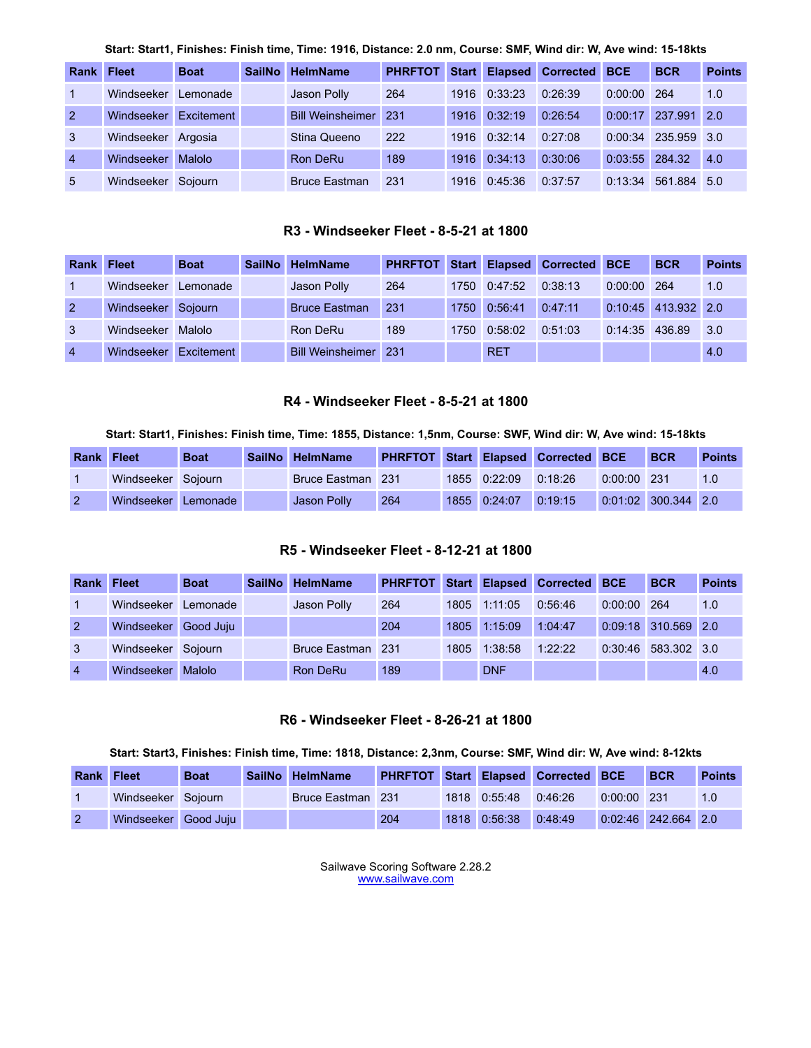**Start: Start1, Finishes: Finish time, Time: 1916, Distance: 2.0 nm, Course: SMF, Wind dir: W, Ave wind: 15-18kts**

| Rank | Fleet | Boat | SailNo | HelmName | PHRFTOT | Start | Elapsed | Corrected | BCE | BCR | Points |
|---|---|---|---|---|---|---|---|---|---|---|---|
| 1 | Windseeker | Lemonade | | Jason Polly | 264 | 1916 | 0:33:23 | 0:26:39 | 0:00:00 | 264 | 1.0 |
| 2 | Windseeker | Excitement | | Bill Weinsheimer | 231 | 1916 | 0:32:19 | 0:26:54 | 0:00:17 | 237.991 | 2.0 |
| 3 | Windseeker | Argosia | | Stina Queeno | 222 | 1916 | 0:32:14 | 0:27:08 | 0:00:34 | 235.959 | 3.0 |
| 4 | Windseeker | Malolo | | Ron DeRu | 189 | 1916 | 0:34:13 | 0:30:06 | 0:03:55 | 284.32 | 4.0 |
| 5 | Windseeker | Sojourn | | Bruce Eastman | 231 | 1916 | 0:45:36 | 0:37:57 | 0:13:34 | 561.884 | 5.0 |

### R3 - Windseeker Fleet - 8-5-21 at 1800

| Rank | Fleet | Boat | SailNo | HelmName | PHRFTOT | Start | Elapsed | Corrected | BCE | BCR | Points |
|---|---|---|---|---|---|---|---|---|---|---|---|
| 1 | Windseeker | Lemonade | | Jason Polly | 264 | 1750 | 0:47:52 | 0:38:13 | 0:00:00 | 264 | 1.0 |
| 2 | Windseeker | Sojourn | | Bruce Eastman | 231 | 1750 | 0:56:41 | 0:47:11 | 0:10:45 | 413.932 | 2.0 |
| 3 | Windseeker | Malolo | | Ron DeRu | 189 | 1750 | 0:58:02 | 0:51:03 | 0:14:35 | 436.89 | 3.0 |
| 4 | Windseeker | Excitement | | Bill Weinsheimer | 231 | | RET | | | | 4.0 |

### R4 - Windseeker Fleet - 8-5-21 at 1800

**Start: Start1, Finishes: Finish time, Time: 1855, Distance: 1,5nm, Course: SWF, Wind dir: W, Ave wind: 15-18kts**

| Rank | Fleet | Boat | SailNo | HelmName | PHRFTOT | Start | Elapsed | Corrected | BCE | BCR | Points |
|---|---|---|---|---|---|---|---|---|---|---|---|
| 1 | Windseeker | Sojourn | | Bruce Eastman | 231 | 1855 | 0:22:09 | 0:18:26 | 0:00:00 | 231 | 1.0 |
| 2 | Windseeker | Lemonade | | Jason Polly | 264 | 1855 | 0:24:07 | 0:19:15 | 0:01:02 | 300.344 | 2.0 |

### R5 - Windseeker Fleet - 8-12-21 at 1800

| Rank | Fleet | Boat | SailNo | HelmName | PHRFTOT | Start | Elapsed | Corrected | BCE | BCR | Points |
|---|---|---|---|---|---|---|---|---|---|---|---|
| 1 | Windseeker | Lemonade | | Jason Polly | 264 | 1805 | 1:11:05 | 0:56:46 | 0:00:00 | 264 | 1.0 |
| 2 | Windseeker | Good Juju | | | 204 | 1805 | 1:15:09 | 1:04:47 | 0:09:18 | 310.569 | 2.0 |
| 3 | Windseeker | Sojourn | | Bruce Eastman | 231 | 1805 | 1:38:58 | 1:22:22 | 0:30:46 | 583.302 | 3.0 |
| 4 | Windseeker | Malolo | | Ron DeRu | 189 | | DNF | | | | 4.0 |

### R6 - Windseeker Fleet - 8-26-21 at 1800

**Start: Start3, Finishes: Finish time, Time: 1818, Distance: 2,3nm, Course: SMF, Wind dir: W, Ave wind: 8-12kts**

| Rank | Fleet | Boat | SailNo | HelmName | PHRFTOT | Start | Elapsed | Corrected | BCE | BCR | Points |
|---|---|---|---|---|---|---|---|---|---|---|---|
| 1 | Windseeker | Sojourn | | Bruce Eastman | 231 | 1818 | 0:55:48 | 0:46:26 | 0:00:00 | 231 | 1.0 |
| 2 | Windseeker | Good Juju | | | 204 | 1818 | 0:56:38 | 0:48:49 | 0:02:46 | 242.664 | 2.0 |

Sailwave Scoring Software 2.28.2
www.sailwave.com